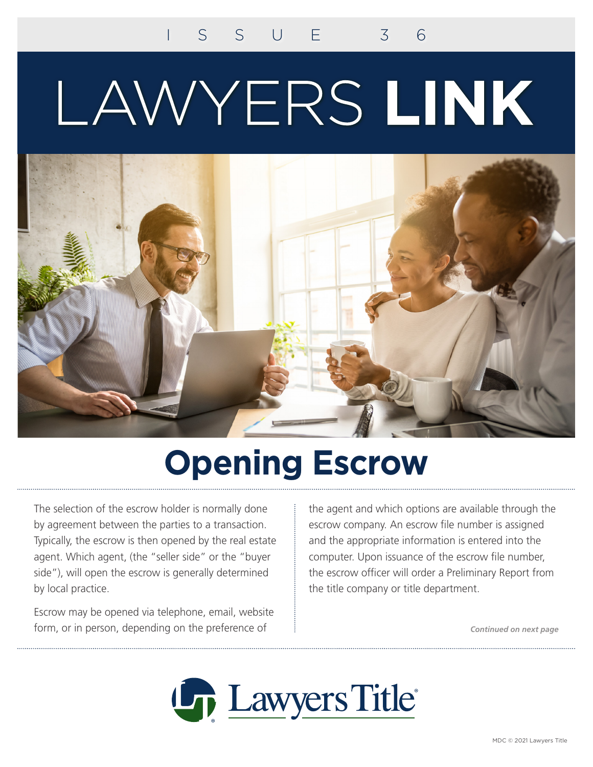ISSUE 36

# LAWYERS **LINK**

# Opening Escrow

The selection of the escrow holder is normally done by agreement between the parties to a transaction. Typically, the escrow is then opened by the real estate agent. Which agent, (the "seller side" or the "buyer side"), will open the escrow is generally determined by local practice.

Escrow may be opened via telephone, email, website form, or in person, depending on the preference of the agent and which options are available through the escrow company. An escrow file number is assigned and the appropriate information is entered into the computer. Upon issuance of the escrow file number, the escrow officer will order a Preliminary Report from the title company or title department.

***Continued on next page***

Lawyers Title

MDC © 2021 Lawyers Title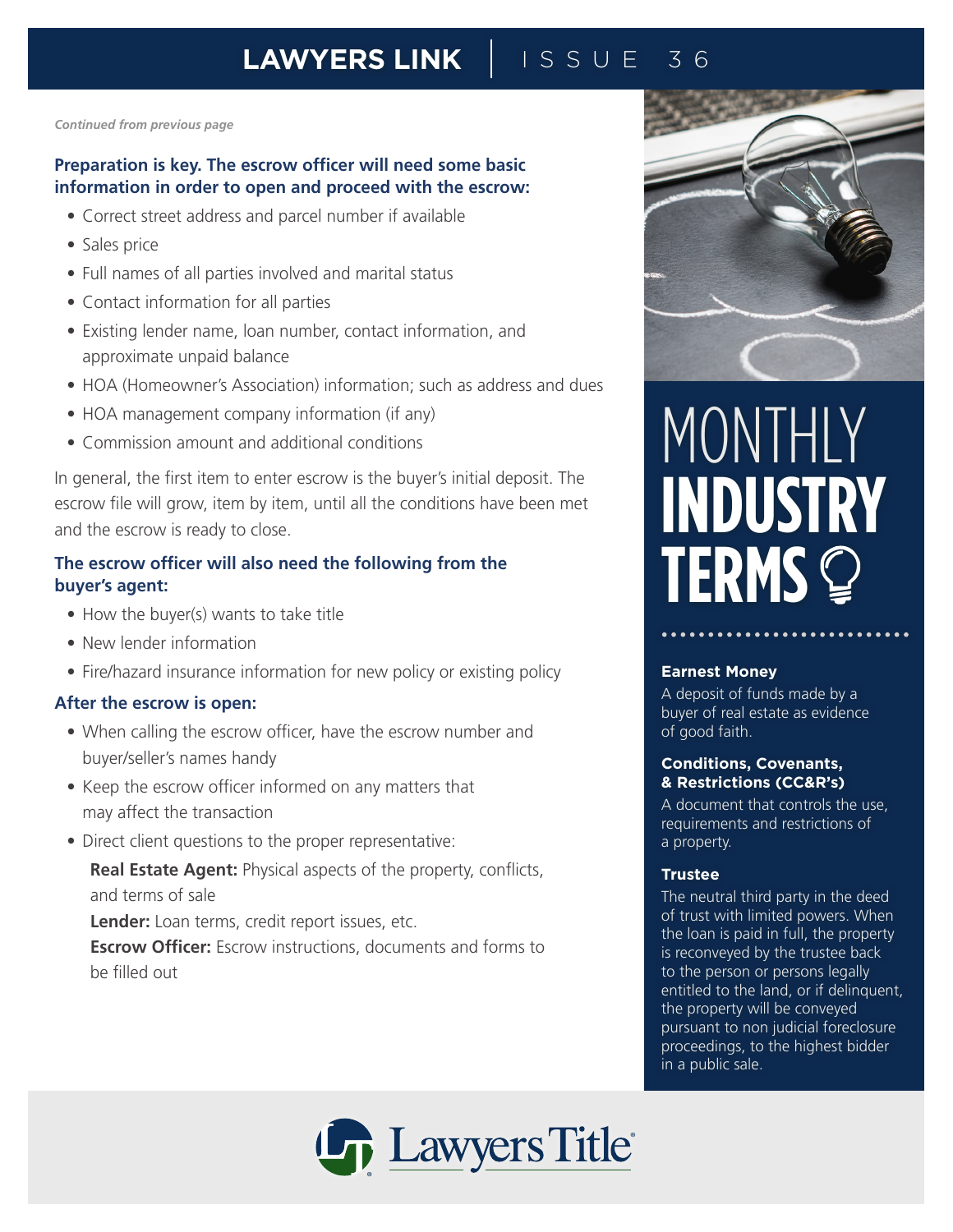*Continued from previous page*

**Preparation is key. The escrow officer will need some basic information in order to open and proceed with the escrow:**

- Correct street address and parcel number if available
- Sales price
- Full names of all parties involved and marital status
- Contact information for all parties
- Existing lender name, loan number, contact information, and approximate unpaid balance
- HOA (Homeowner's Association) information; such as address and dues
- HOA management company information (if any)
- Commission amount and additional conditions

In general, the first item to enter escrow is the buyer's initial deposit. The escrow file will grow, item by item, until all the conditions have been met and the escrow is ready to close.

**The escrow officer will also need the following from the buyer's agent:**

- How the buyer(s) wants to take title
- New lender information
- Fire/hazard insurance information for new policy or existing policy

**After the escrow is open:**

- When calling the escrow officer, have the escrow number and buyer/seller's names handy
- Keep the escrow officer informed on any matters that may affect the transaction
- Direct client questions to the proper representative:

  **Real Estate Agent:** Physical aspects of the property, conflicts, and terms of sale

  **Lender:** Loan terms, credit report issues, etc.

  **Escrow Officer:** Escrow instructions, documents and forms to be filled out

## MONTHLY INDUSTRY TERMS

**Earnest Money**
A deposit of funds made by a buyer of real estate as evidence of good faith.

**Conditions, Covenants, & Restrictions (CC&R's)**
A document that controls the use, requirements and restrictions of a property.

**Trustee**
The neutral third party in the deed of trust with limited powers. When the loan is paid in full, the property is reconveyed by the trustee back to the person or persons legally entitled to the land, or if delinquent, the property will be conveyed pursuant to non judicial foreclosure proceedings, to the highest bidder in a public sale.